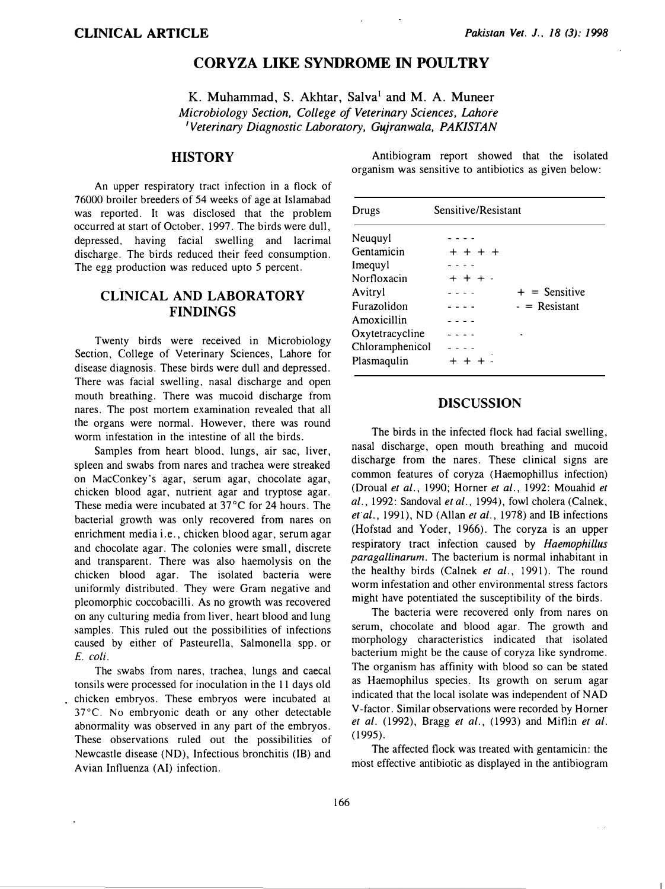**CLINICAL ARTICLE**

# CORYZA LIKE SYNDROME IN POULTRY

K. Muhammad, S. Akhtar, Salva[1] and M. A. Muneer

*Microbiology Section, College of Veterinary Sciences, Lahore*
*[1]Veterinary Diagnostic Laboratory, Gujranwala, PAKISTAN*

## HISTORY

An upper respiratory tract infection in a flock of 76000 broiler breeders of 54 weeks of age at Islamabad was reported. It was disclosed that the problem occurred at start of October, 1997. The birds were dull, depressed, having facial swelling and lacrimal discharge. The birds reduced their feed consumption. The egg production was reduced upto 5 percent.

## CLINICAL AND LABORATORY FINDINGS

Twenty birds were received in Microbiology Section, College of Veterinary Sciences, Lahore for disease diagnosis. These birds were dull and depressed. There was facial swelling, nasal discharge and open mouth breathing. There was mucoid discharge from nares. The post mortem examination revealed that all the organs were normal. However, there was round worm infestation in the intestine of all the birds.

Samples from heart blood, lungs, air sac, liver, spleen and swabs from nares and trachea were streaked on MacConkey's agar, serum agar, chocolate agar, chicken blood agar, nutrient agar and tryptose agar. These media were incubated at 37°C for 24 hours. The bacterial growth was only recovered from nares on enrichment media i.e., chicken blood agar, serum agar and chocolate agar. The colonies were small, discrete and transparent. There was also haemolysis on the chicken blood agar. The isolated bacteria were uniformly distributed. They were Gram negative and pleomorphic coccobacilli. As no growth was recovered on any culturing media from liver, heart blood and lung samples. This ruled out the possibilities of infections caused by either of Pasteurella, Salmonella spp. or *E. coli*.

The swabs from nares, trachea, lungs and caecal tonsils were processed for inoculation in the 11 days old chicken embryos. These embryos were incubated at 37°C. No embryonic death or any other detectable abnormality was observed in any part of the embryos. These observations ruled out the possibilities of Newcastle disease (ND), Infectious bronchitis (IB) and Avian Influenza (AI) infection.

Antibiogram report showed that the isolated organism was sensitive to antibiotics as given below:

| Drugs | Sensitive/Resistant |
|---|---|
| Neuquyl | - - - - |
| Gentamicin | + + + + |
| Imequyl | - - - - |
| Norfloxacin | + + + - |
| Avitryl | - - - - |
| Furazolidon | - - - - |
| Amoxicillin | - - - - |
| Oxytetracycline | - - - - |
| Chloramphenicol | - - - - |
| Plasmaqulin | + + + - |

+ = Sensitive
- = Resistant

## DISCUSSION

The birds in the infected flock had facial swelling, nasal discharge, open mouth breathing and mucoid discharge from the nares. These clinical signs are common features of coryza (Haemophillus infection) (Droual *et al.*, 1990; Horner *et al.*, 1992: Mouahid *et al.*, 1992: Sandoval *et al.*, 1994), fowl cholera (Calnek, *et al.*, 1991), ND (Allan *et al.*, 1978) and IB infections (Hofstad and Yoder, 1966). The coryza is an upper respiratory tract infection caused by *Haemophillus paragallinarum*. The bacterium is normal inhabitant in the healthy birds (Calnek *et al.*, 1991). The round worm infestation and other environmental stress factors might have potentiated the susceptibility of the birds.

The bacteria were recovered only from nares on serum, chocolate and blood agar. The growth and morphology characteristics indicated that isolated bacterium might be the cause of coryza like syndrome. The organism has affinity with blood so can be stated as Haemophilus species. Its growth on serum agar indicated that the local isolate was independent of NAD V-factor. Similar observations were recorded by Horner *et al.* (1992), Bragg *et al.*, (1993) and Miflin *et al.* (1995).

The affected flock was treated with gentamicin: the most effective antibiotic as displayed in the antibiogram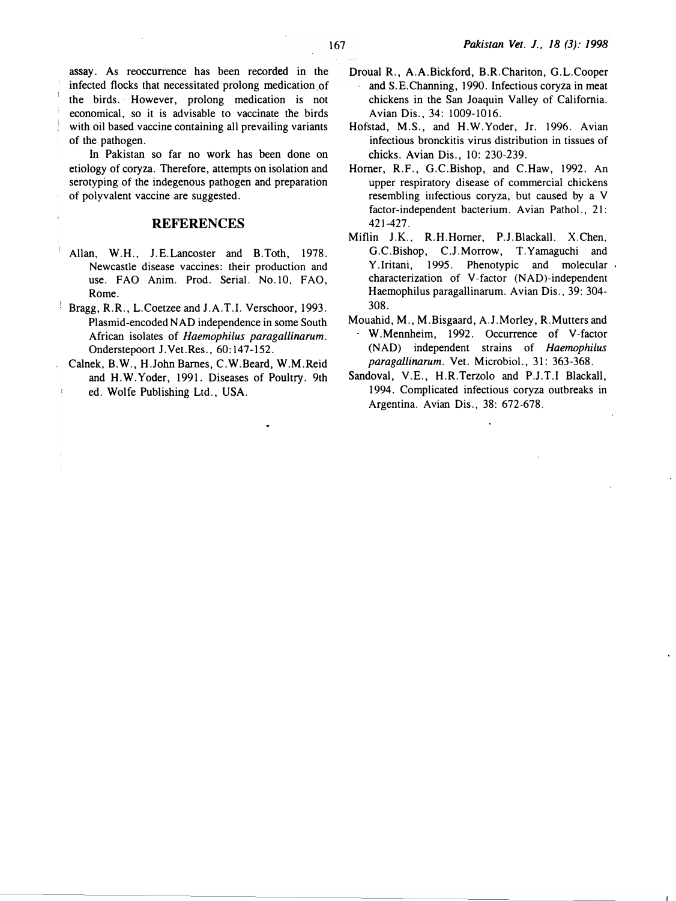assay. As reoccurrence has been recorded in the infected flocks that necessitated prolong medication of the birds. However, prolong medication is not economical, so it is advisable to vaccinate the birds with oil based vaccine containing all prevailing variants of the pathogen.

In Pakistan so far no work has been done on etiology of coryza. Therefore, attempts on isolation and serotyping of the indegenous pathogen and preparation of polyvalent vaccine are suggested.

## REFERENCES

Allan, W.H., J.E.Lancoster and B.Toth, 1978. Newcastle disease vaccines: their production and use. FAO Anim. Prod. Serial. No.10, FAO, Rome.

Bragg, R.R., L.Coetzee and J.A.T.I. Verschoor, 1993. Plasmid-encoded NAD independence in some South African isolates of *Haemophilus paragallinarum*. Onderstepoort J.Vet.Res., 60:147-152.

Calnek, B.W., H.John Barnes, C.W.Beard, W.M.Reid and H.W.Yoder, 1991. Diseases of Poultry. 9th ed. Wolfe Publishing Ltd., USA.

Droual R., A.A.Bickford, B.R.Chariton, G.L.Cooper and S.E.Channing, 1990. Infectious coryza in meat chickens in the San Joaquin Valley of California. Avian Dis., 34: 1009-1016.

Hofstad, M.S., and H.W.Yoder, Jr. 1996. Avian infectious bronckitis virus distribution in tissues of chicks. Avian Dis., 10: 230-239.

Horner, R.F., G.C.Bishop, and C.Haw, 1992. An upper respiratory disease of commercial chickens resembling infectious coryza, but caused by a V factor-independent bacterium. Avian Pathol., 21: 421-427.

Miflin J.K., R.H.Horner, P.J.Blackall, X.Chen, G.C.Bishop, C.J.Morrow, T.Yamaguchi and Y.Iritani, 1995. Phenotypic and molecular characterization of V-factor (NAD)-independent Haemophilus paragallinarum. Avian Dis., 39: 304-308.

Mouahid, M., M.Bisgaard, A.J.Morley, R.Mutters and W.Mennheim, 1992. Occurrence of V-factor (NAD) independent strains of *Haemophilus paragallinarum*. Vet. Microbiol., 31: 363-368.

Sandoval, V.E., H.R.Terzolo and P.J.T.I Blackall, 1994. Complicated infectious coryza outbreaks in Argentina. Avian Dis., 38: 672-678.